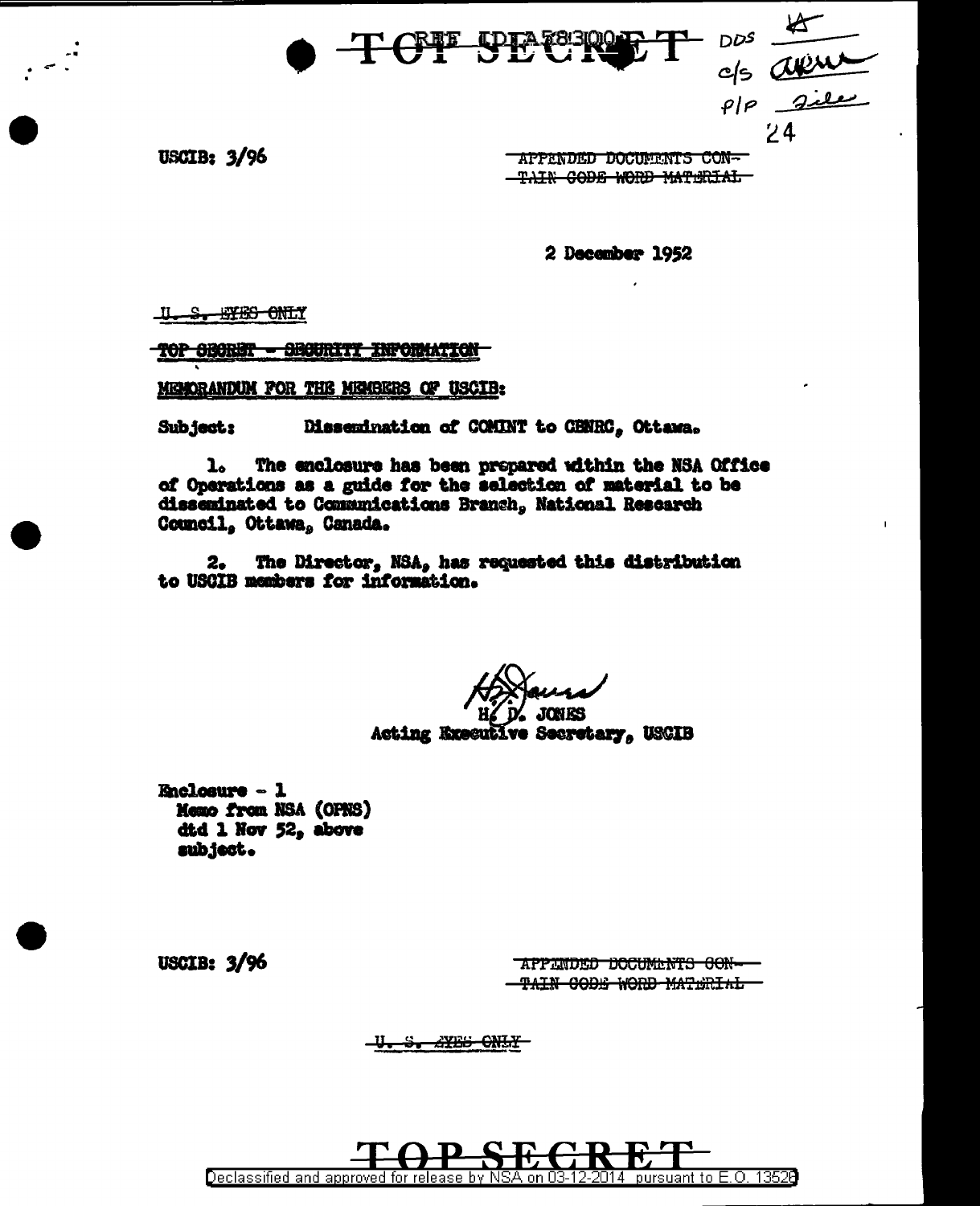TOP SECRET

DDS
c/s
P/P

USCIB: 3/96

~~APPENDED DOCUMENTS CONTAIN CODE WORD MATERIAL~~

2 December 1952

~~U. S. EYES ONLY~~

~~TOP SECRET - SECURITY INFORMATION~~

MEMORANDUM FOR THE MEMBERS OF USCIB:

Subject: Dissemination of COMINT to CBNRC, Ottawa.

1. The enclosure has been prepared within the NSA Office of Operations as a guide for the selection of material to be disseminated to Communications Branch, National Research Council, Ottawa, Canada.

2. The Director, NSA, has requested this distribution to USCIB members for information.

H. D. JONES
Acting Executive Secretary, USCIB

Enclosure - 1
Memo from NSA (OPNS)
dtd 1 Nov 52, above
subject.

USCIB: 3/96

~~APPENDED DOCUMENTS CONTAIN CODE WORD MATERIAL~~

~~U. S. EYES ONLY~~

TOP SECRET

Declassified and approved for release by NSA on 03-12-2014 pursuant to E.O. 13526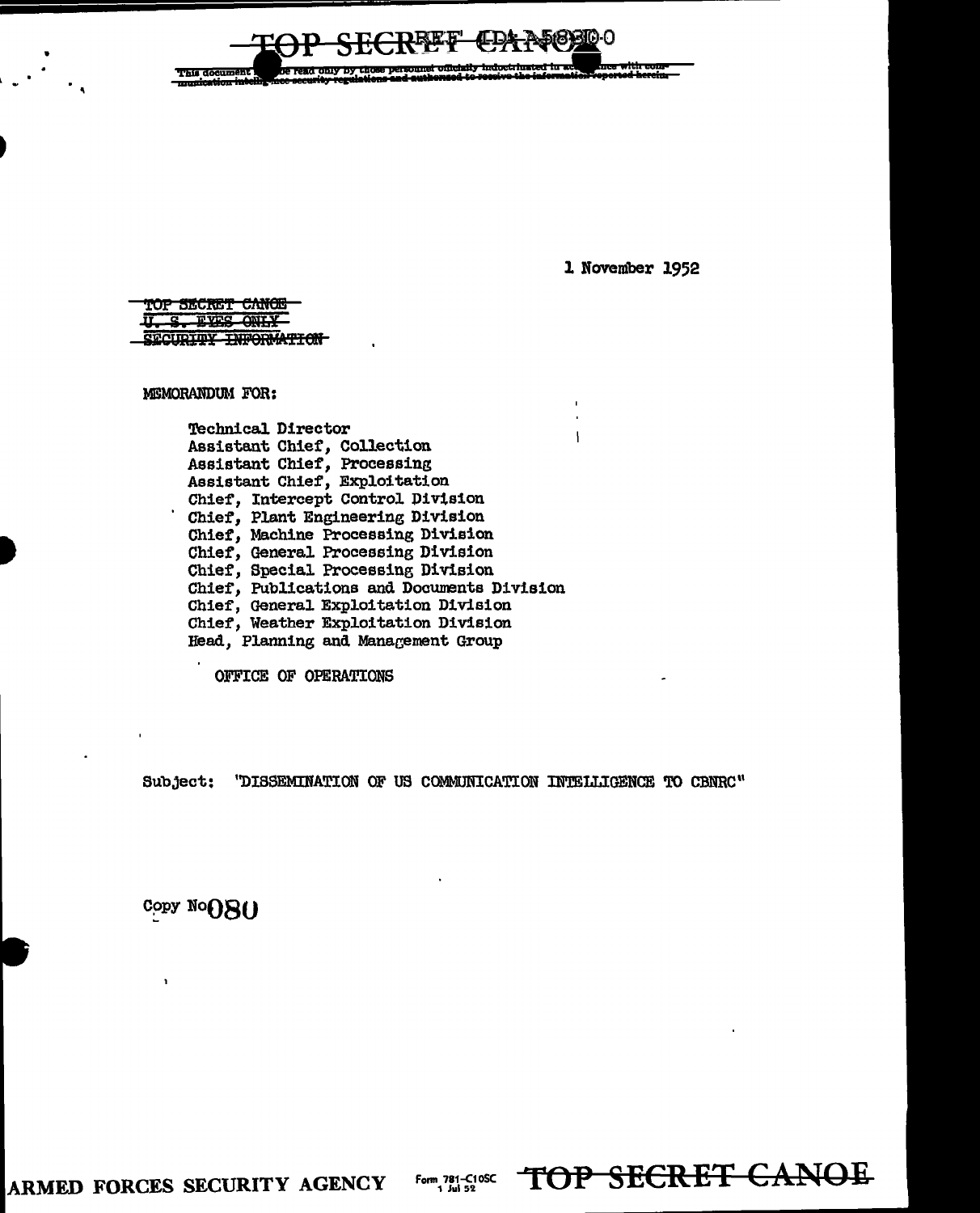TOP SECRET CANOE

This document is to be read only by those personnel officially indoctrinated in accordance with communication intelligence security regulations and authorized to receive the information reported herein.

1 November 1952

~~TOP SECRET CANOE~~
~~U. S. EYES ONLY~~
~~SECURITY INFORMATION~~

MEMORANDUM FOR:

Technical Director
Assistant Chief, Collection
Assistant Chief, Processing
Assistant Chief, Exploitation
Chief, Intercept Control Division
Chief, Plant Engineering Division
Chief, Machine Processing Division
Chief, General Processing Division
Chief, Special Processing Division
Chief, Publications and Documents Division
Chief, General Exploitation Division
Chief, Weather Exploitation Division
Head, Planning and Management Group

OFFICE OF OPERATIONS

Subject: "DISSEMINATION OF US COMMUNICATION INTELLIGENCE TO CBNRC"

Copy No 080

ARMED FORCES SECURITY AGENCY Form 781-C10SC 1 Jul 52 TOP SECRET CANOE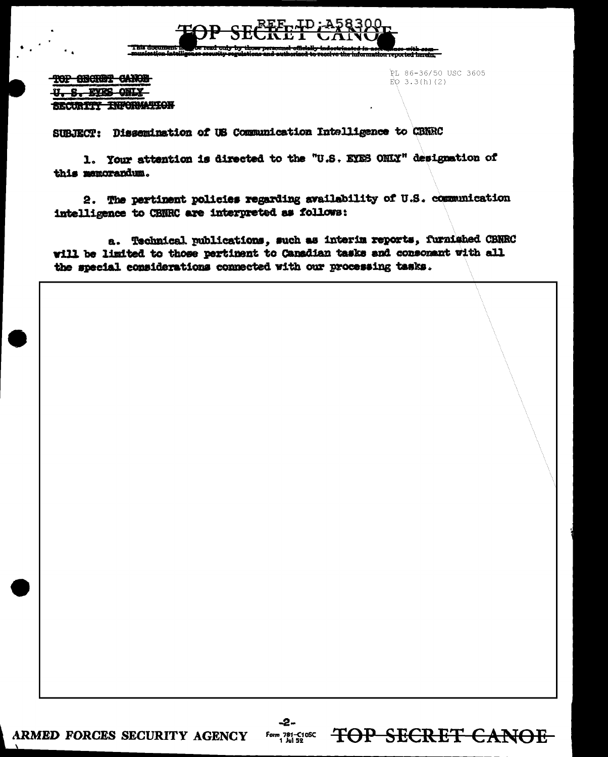~~TOP SECRET CANOE~~

~~U. S. EYES ONLY~~

~~SECURITY INFORMATION~~

PL 86-36/50 USC 3605
EO 3.3(h)(2)

SUBJECT: Dissemination of US Communication Intelligence to CBNRC

1. Your attention is directed to the "U.S. EYES ONLY" designation of this memorandum.

2. The pertinent policies regarding availability of U.S. communication intelligence to CBNRC are interpreted as follows:

a. Technical publications, such as interim reports, furnished CBNRC will be limited to those pertinent to Canadian tasks and consonant with all the special considerations connected with our processing tasks.

ARMED FORCES SECURITY AGENCY

Form 781-C10SC 1 Jul 52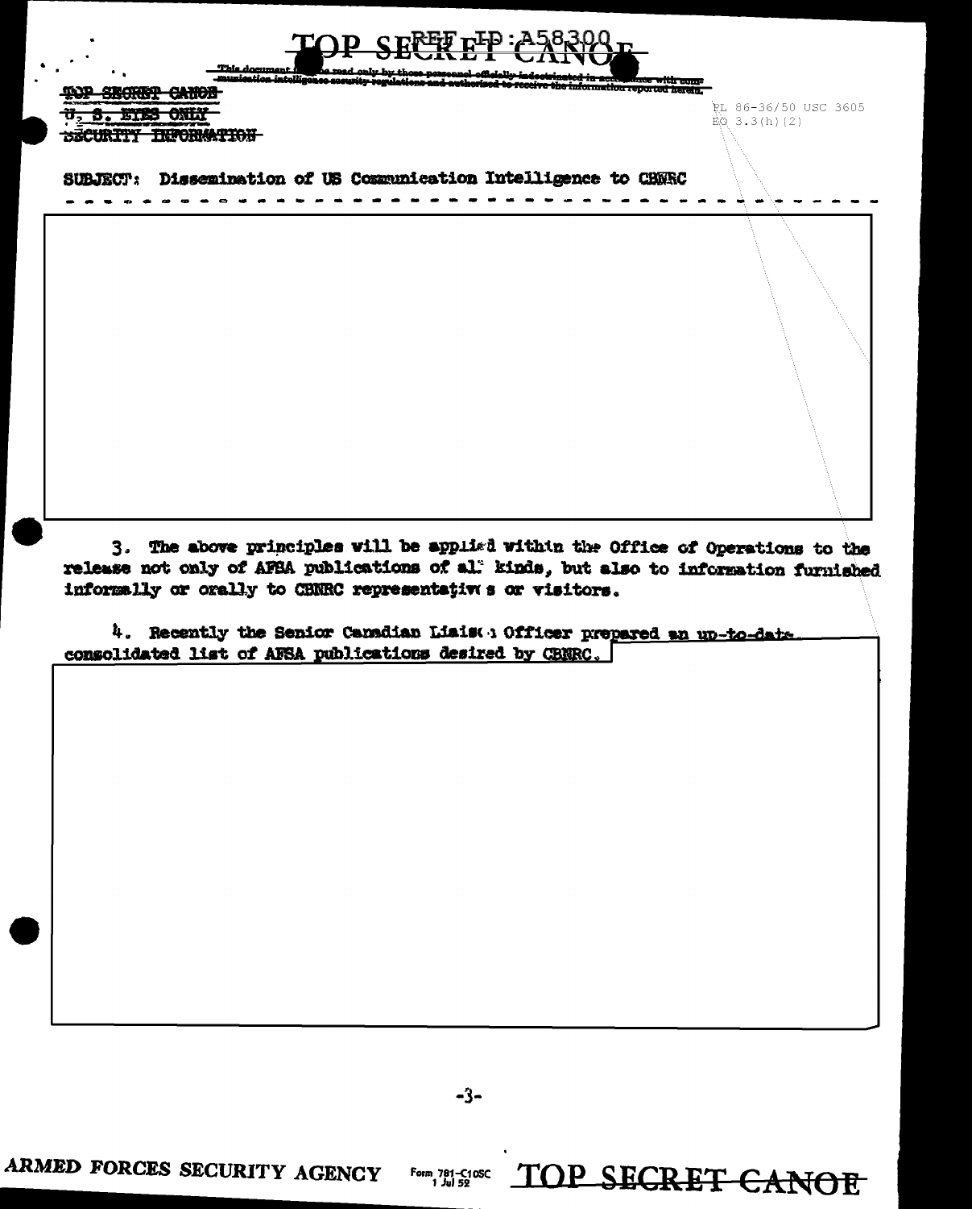TOP SECRET CANOE
U. S. EYES ONLY
SECURITY INFORMATION

PL 86-36/50 USC 3605
EO 3.3(h)(2)

SUBJECT: Dissemination of US Communication Intelligence to CBNRC

3. The above principles will be applied within the Office of Operations to the release not only of AFSA publications of all kinds, but also to information furnished informally or orally to CBNRC representatives or visitors.

4. Recently the Senior Canadian Liaison Officer prepared an up-to-date consolidated list of AFSA publications desired by CBNRC.

ARMED FORCES SECURITY AGENCY Form 781-C10SC 1 Jul 52 TOP SECRET CANOE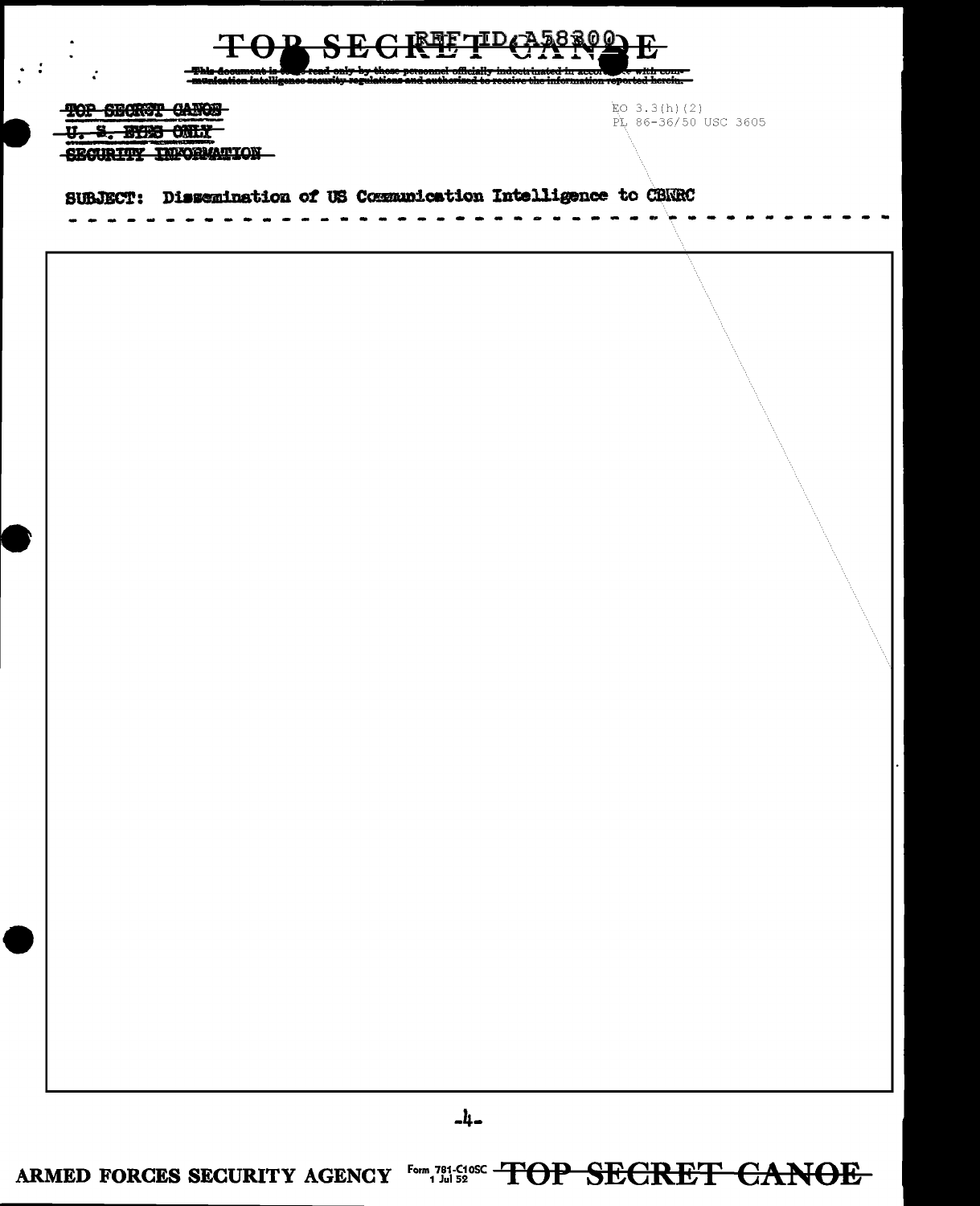~~TOP SECRET CANOE~~

~~U. S. EYES ONLY~~

~~SECURITY INFORMATION~~

EO 3.3(h)(2)
PL 86-36/50 USC 3605

SUBJECT: Dissemination of US Communication Intelligence to CBNRC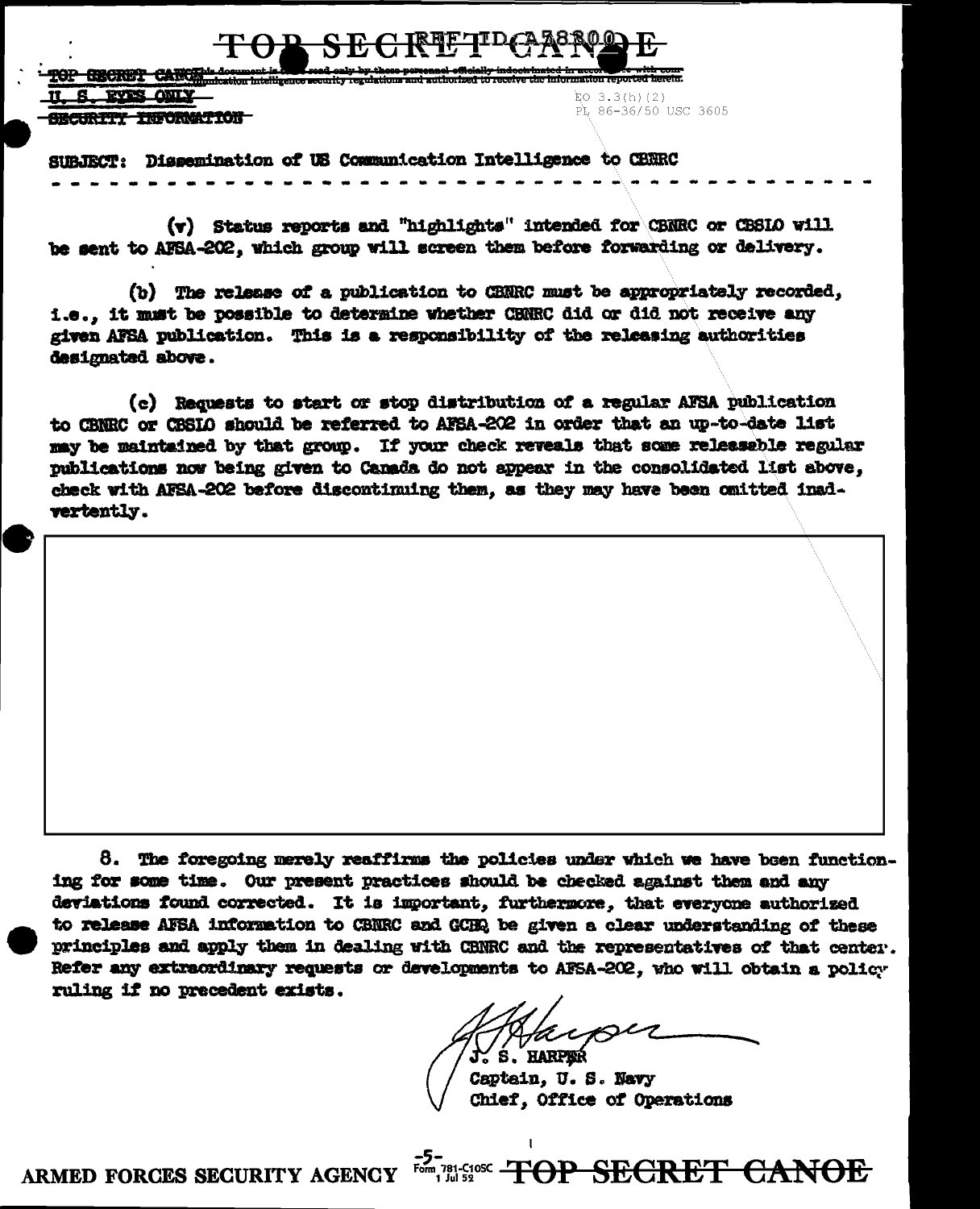TOP SECRET CANOE

TOP SECRET CANOE This document is to be read only by those personnel officially indoctrinated in accordance with communication intelligence security regulations and authorized to receive the information reported herein.

U. S. EYES ONLY

SECURITY INFORMATION

EO 3.3(h)(2)
PL 86-36/50 USC 3605

SUBJECT: Dissemination of US Communication Intelligence to CBNRC

(v) Status reports and "highlights" intended for CBNRC or CBSLO will be sent to AFSA-202, which group will screen them before forwarding or delivery.

(b) The release of a publication to CBNRC must be appropriately recorded, i.e., it must be possible to determine whether CBNRC did or did not receive any given AFSA publication. This is a responsibility of the releasing authorities designated above.

(c) Requests to start or stop distribution of a regular AFSA publication to CBNRC or CBSLO should be referred to AFSA-202 in order that an up-to-date list may be maintained by that group. If your check reveals that some releasable regular publications now being given to Canada do not appear in the consolidated list above, check with AFSA-202 before discontinuing them, as they may have been omitted inadvertently.

8. The foregoing merely reaffirms the policies under which we have been functioning for some time. Our present practices should be checked against them and any deviations found corrected. It is important, furthermore, that everyone authorized to release AFSA information to CBNRC and GCHQ be given a clear understanding of these principles and apply them in dealing with CBNRC and the representatives of that center. Refer any extraordinary requests or developments to AFSA-202, who will obtain a policy ruling if no precedent exists.

J. S. HARPER
Captain, U. S. Navy
Chief, Office of Operations

ARMED FORCES SECURITY AGENCY -5- TOP SECRET CANOE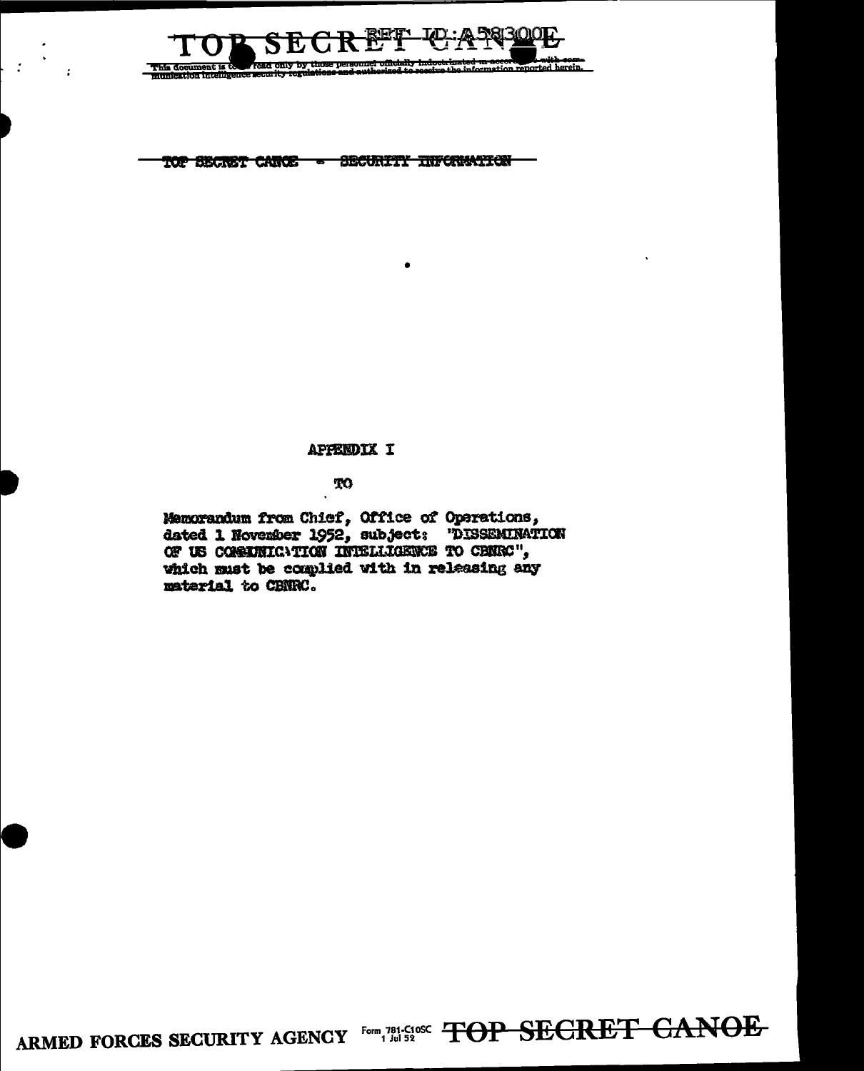TOP SECRET CANOE - SECURITY INFORMATION

APPENDIX I

TO

Memorandum from Chief, Office of Operations, dated 1 November 1952, subject: "DISSEMINATION OF US COMMUNICATION INTELLIGENCE TO CBNRC", which must be complied with in releasing any material to CBNRC.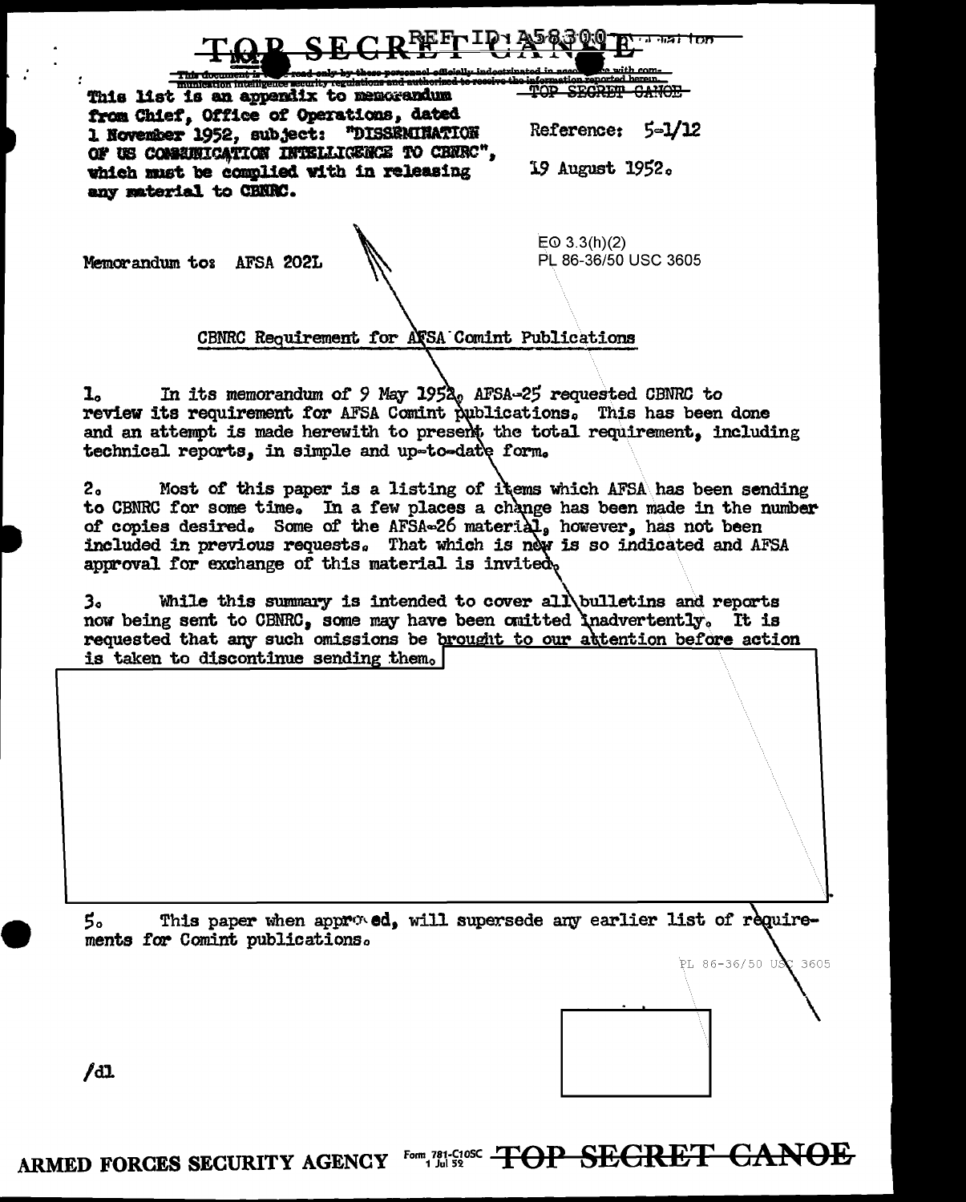TOP SECRET CANOE

REF ID: A58300

This document is to be read only by those personnel officially indoctrinated in accordance with communication intelligence security regulations and authorized to receive the information reported herein.

TOP SECRET CANOE

This list is an appendix to memorandum from Chief, Office of Operations, dated 1 November 1952, subject: "DISSEMINATION OF US COMMUNICATION INTELLIGENCE TO CBNRC", which must be complied with in releasing any material to CBNRC.

Reference: 5-1/12

19 August 1952.

EO 3.3(h)(2)
PL 86-36/50 USC 3605

Memorandum to: AFSA 202L

CBNRC Requirement for AFSA Comint Publications

1. In its memorandum of 9 May 1952, AFSA-25 requested CBNRC to review its requirement for AFSA Comint publications. This has been done and an attempt is made herewith to present the total requirement, including technical reports, in simple and up-to-date form.

2. Most of this paper is a listing of items which AFSA has been sending to CBNRC for some time. In a few places a change has been made in the number of copies desired. Some of the AFSA-26 material, however, has not been included in previous requests. That which is new is so indicated and AFSA approval for exchange of this material is invited.

3. While this summary is intended to cover all bulletins and reports now being sent to CBNRC, some may have been omitted inadvertently. It is requested that any such omissions be brought to our attention before action is taken to discontinue sending them.

5. This paper when approved, will supersede any earlier list of requirements for Comint publications.

PL 86-36/50 USC 3605

/dl

ARMED FORCES SECURITY AGENCY Form 781-C10SC 1 Jul 52 TOP SECRET CANOE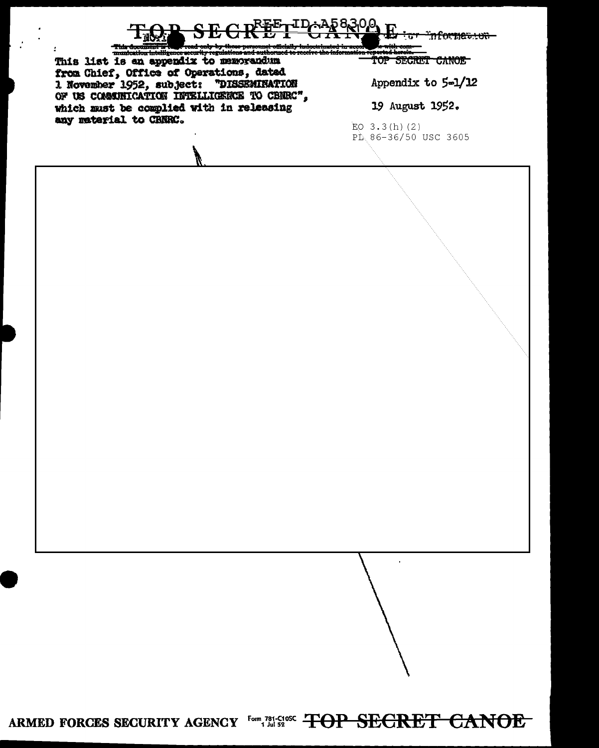REF ID:A58300

TOP SECRET CANOE

This document is to be read only by those personnel officially indoctrinated in accordance with communication intelligence security regulations and authorized to receive the information reported herein.

This list is an appendix to memorandum from Chief, Office of Operations, dated 1 November 1952, subject: "DISSEMINATION OF US COMMUNICATION INTELLIGENCE TO CBNRC", which must be complied with in releasing any material to CBNRC.

TOP SECRET CANOE

Appendix to 5-1/12

19 August 1952.

EO 3.3(h)(2)
PL 86-36/50 USC 3605

ARMED FORCES SECURITY AGENCY Form 781-C10SC 1 Jul 52 TOP SECRET CANOE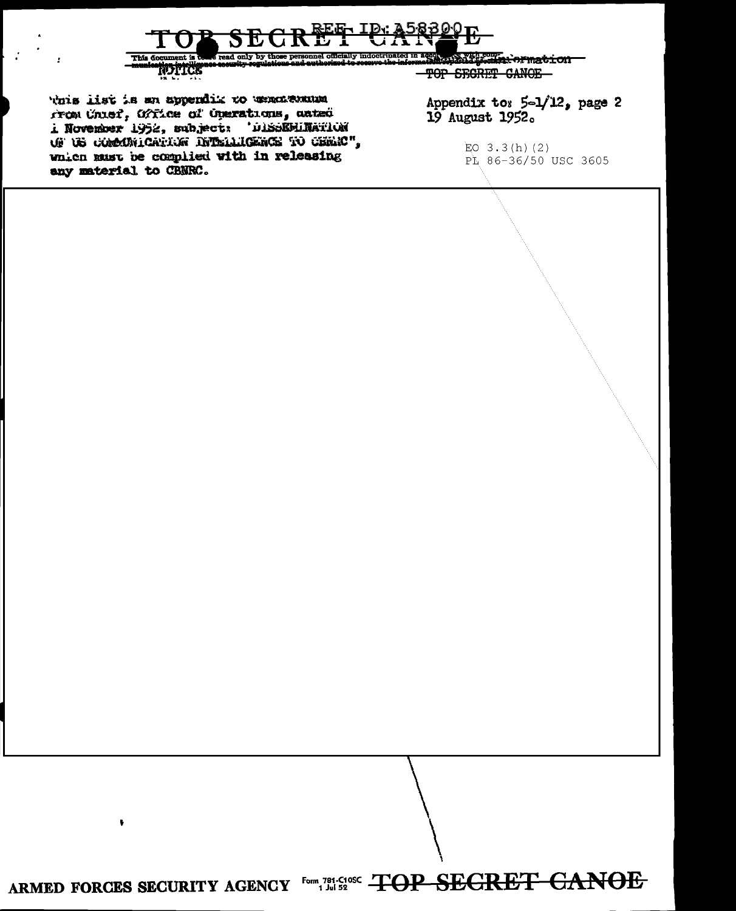TOP SECRET CANOE

REF ID:A58300

This document is to be read only by those personnel officially indoctrinated in accordance with communication intelligence security regulations and authorized to receive the information reported herein.

NOTICE

TOP SECRET CANOE

This list is an appendix to memorandum from Chief, Office of Operations, dated 1 November 1952, subject: "DISSEMINATION OF US COMMUNICATION INTELLIGENCE TO CBNRC", which must be complied with in releasing any material to CBNRC.

Appendix to: 5-1/12, page 2
19 August 1952.

EO 3.3(h)(2)
PL 86-36/50 USC 3605

ARMED FORCES SECURITY AGENCY Form 781-C10SC 1 Jul 52

TOP SECRET CANOE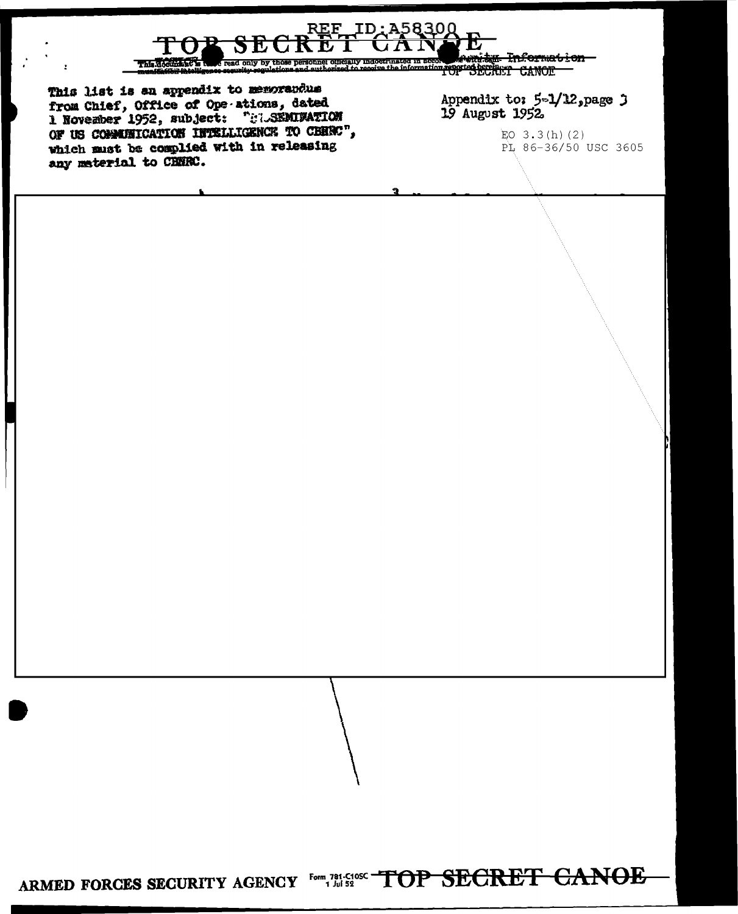REF ID:A58300

TOP SECRET CANOE

This document is to be read only by those personnel officially indoctrinated in accordance with communication intelligence security regulations and authorized to receive the information reported herein.

TOP SECRET CANOE

This list is an appendix to memorandum from Chief, Office of Operations, dated 1 November 1952, subject: "DISSEMINATION OF US COMMUNICATION INTELLIGENCE TO CBNRC", which must be complied with in releasing any material to CBNRC.

Appendix to: 5-1/12, page 3
19 August 1952

EO 3.3(h)(2)
PL 86-36/50 USC 3605

ARMED FORCES SECURITY AGENCY Form 781-C10SC 1 Jul 52 TOP SECRET CANOE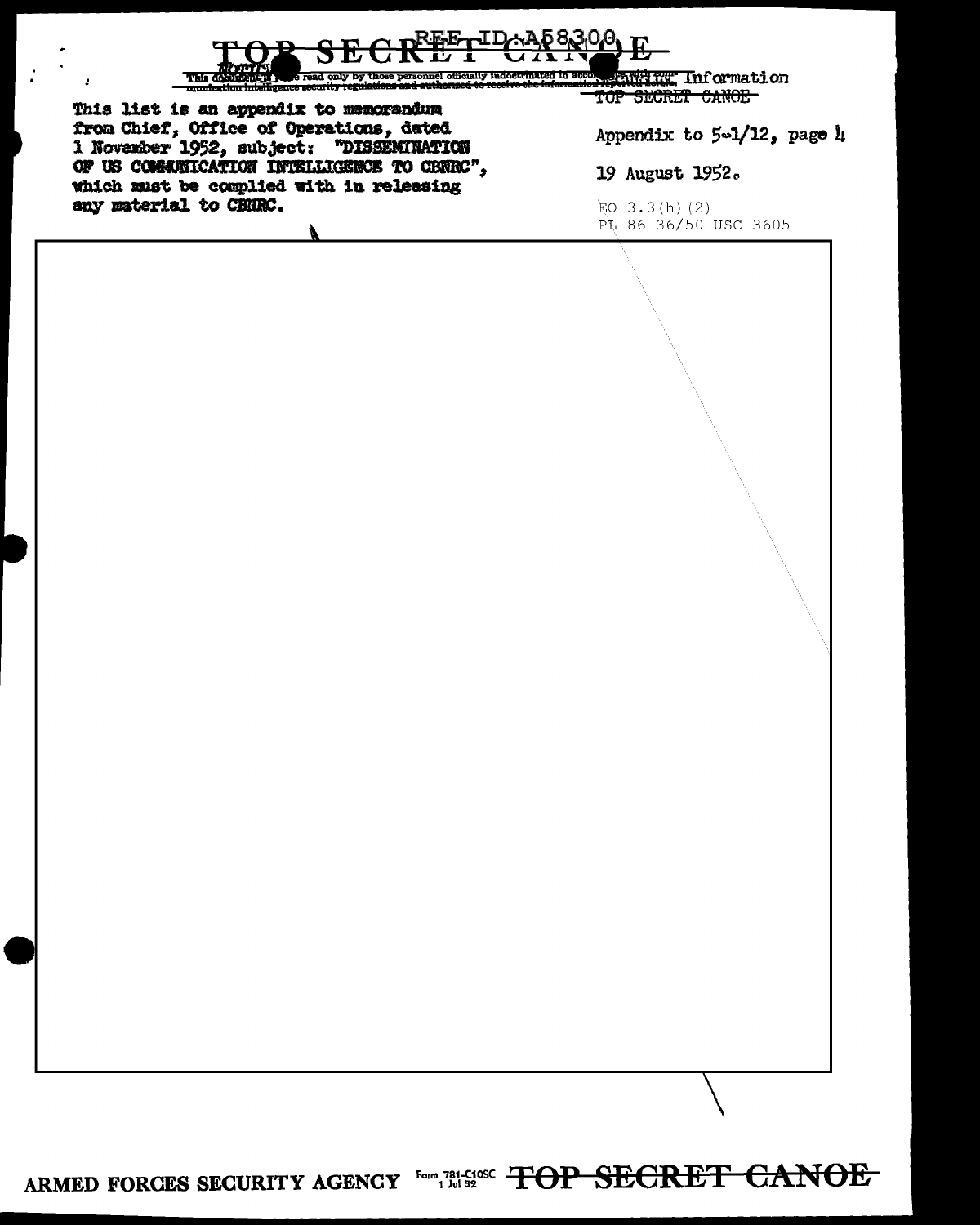TOP SECRET CANOE

REF ID:A58300

This document is to be read only by those personnel officially indoctrinated in accordance with communication intelligence security regulations and authorized to receive the information reported herein. Security Information

TOP SECRET CANOE

This list is an appendix to memorandum from Chief, Office of Operations, dated 1 November 1952, subject: "DISSEMINATION OF US COMMUNICATION INTELLIGENCE TO CBNRC", which must be complied with in releasing any material to CBNRC.

Appendix to 5-1/12, page 4

19 August 1952.

EO 3.3(h)(2)
PL 86-36/50 USC 3605

ARMED FORCES SECURITY AGENCY Form 781-C10SC 1 Jul 52 TOP SECRET CANOE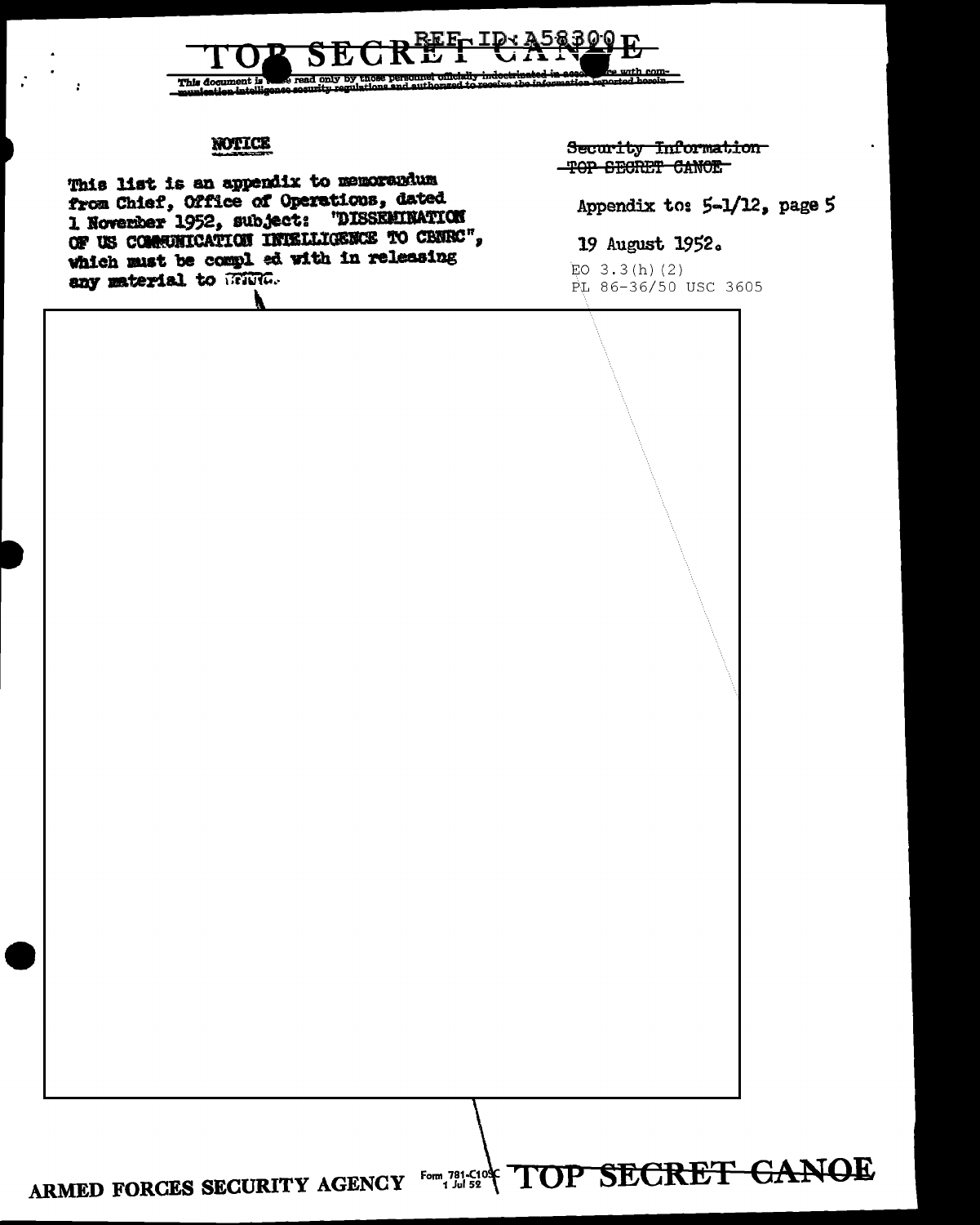TOP SECRET CANOE

This document is to be read only by those personnel officially indoctrinated in accordance with communication intelligence security regulations and authorized to receive the information reported herein.

**NOTICE**

This list is an appendix to memorandum from Chief, Office of Operations, dated 1 November 1952, subject: "DISSEMINATION OF US COMMUNICATION INTELLIGENCE TO CBNRC", which must be complied with in releasing any material to CBNRC.

~~Security Information~~
~~TOP SECRET CANOE~~

Appendix to: 5-1/12, page 5

19 August 1952.

EO 3.3(h)(2)
PL 86-36/50 USC 3605

ARMED FORCES SECURITY AGENCY Form 781-C10SC 1 Jul 52 ~~TOP SECRET CANOE~~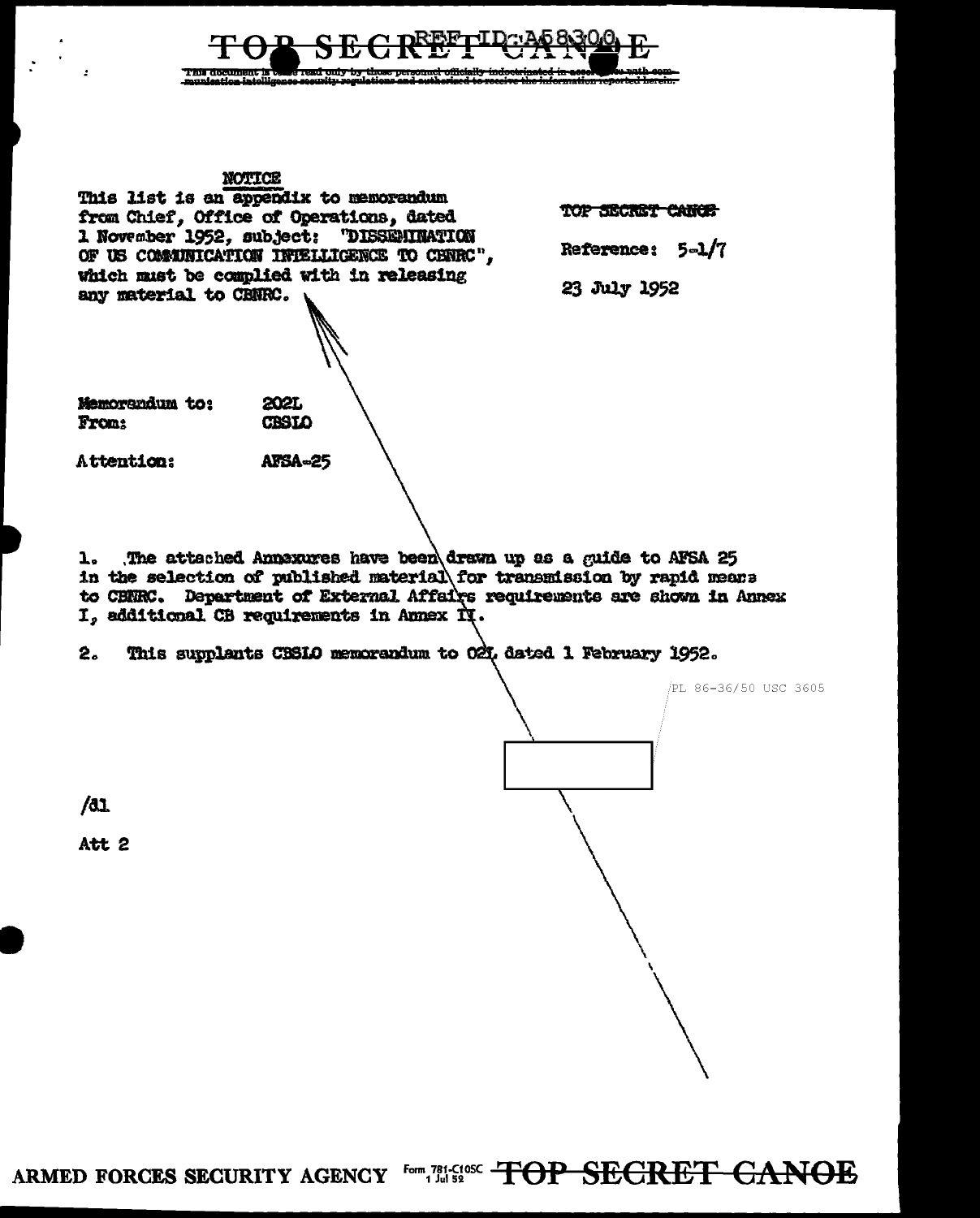TOP SECRET CANOE

This document is to be read only by those personnel officially indoctrinated in accordance with communication intelligence security regulations and authorized to receive the information reported herein.

**NOTICE**

This list is an appendix to memorandum from Chief, Office of Operations, dated 1 November 1952, subject: "DISSEMINATION OF US COMMUNICATION INTELLIGENCE TO CBNRC", which must be complied with in releasing any material to CBNRC.

~~TOP SECRET CANOE~~

Reference: 5-1/7

23 July 1952

Memorandum to: 202L
From: CBSLO

Attention: AFSA-25

1. The attached Annexures have been drawn up as a guide to AFSA 25 in the selection of published material for transmission by rapid means to CBNRC. Department of External Affairs requirements are shown in Annex I, additional CB requirements in Annex II.

2. This supplants CBSLO memorandum to 02L dated 1 February 1952.

PL 86-36/50 USC 3605

/dl

Att 2

ARMED FORCES SECURITY AGENCY Form 781-C10SC 1 Jul 52 TOP SECRET CANOE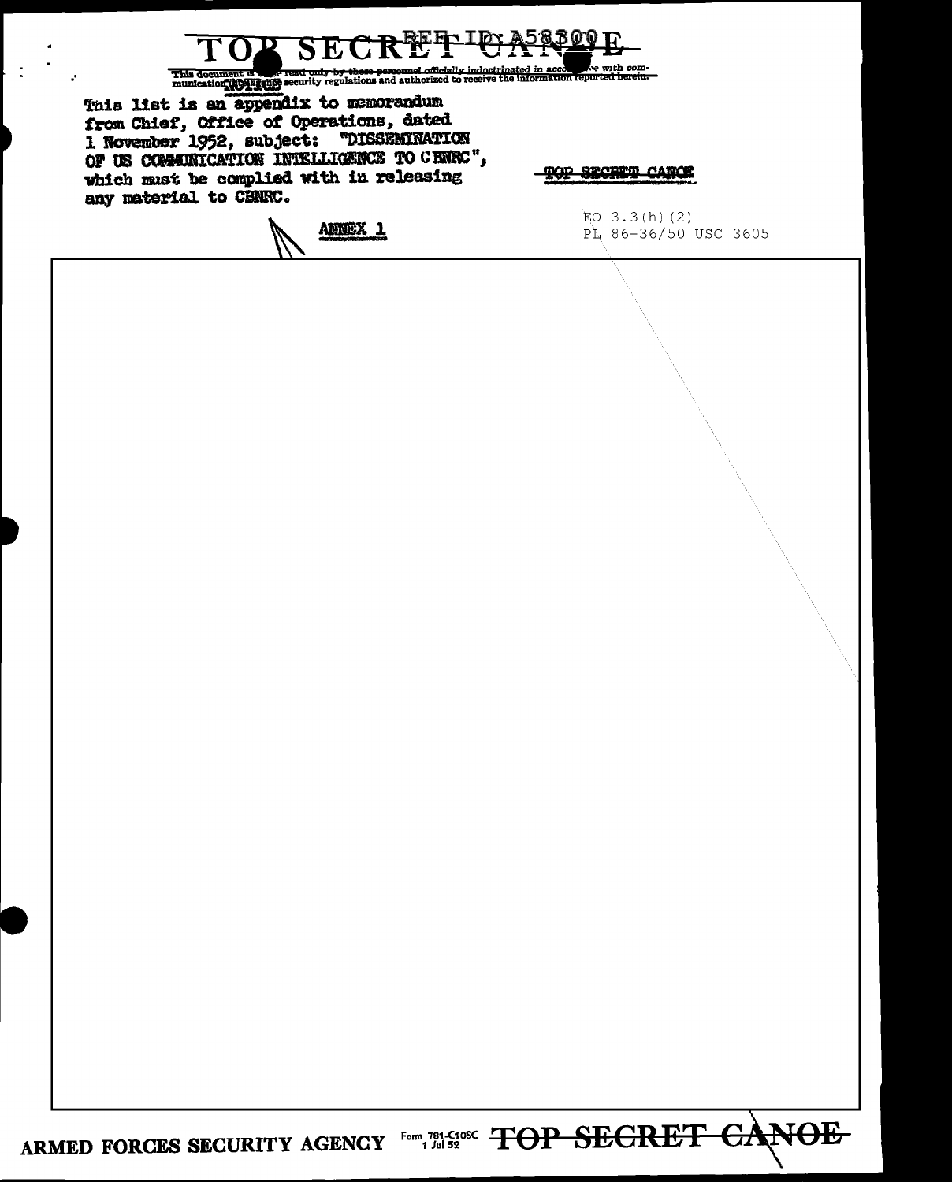TOP SECRET CANOE

This document is to be read only by those personnel officially indoctrinated in accordance with communication intelligence security regulations and authorized to receive the information reported herein.

This list is an appendix to memorandum from Chief, Office of Operations, dated 1 November 1952, subject: "DISSEMINATION OF US COMMUNICATION INTELLIGENCE TO CBNRC", which must be complied with in releasing any material to CBNRC.

TOP SECRET CANOE

EO 3.3(h)(2)
PL 86-36/50 USC 3605

ANNEX 1

ARMED FORCES SECURITY AGENCY Form 781-C10SC 1 Jul 52 TOP SECRET CANOE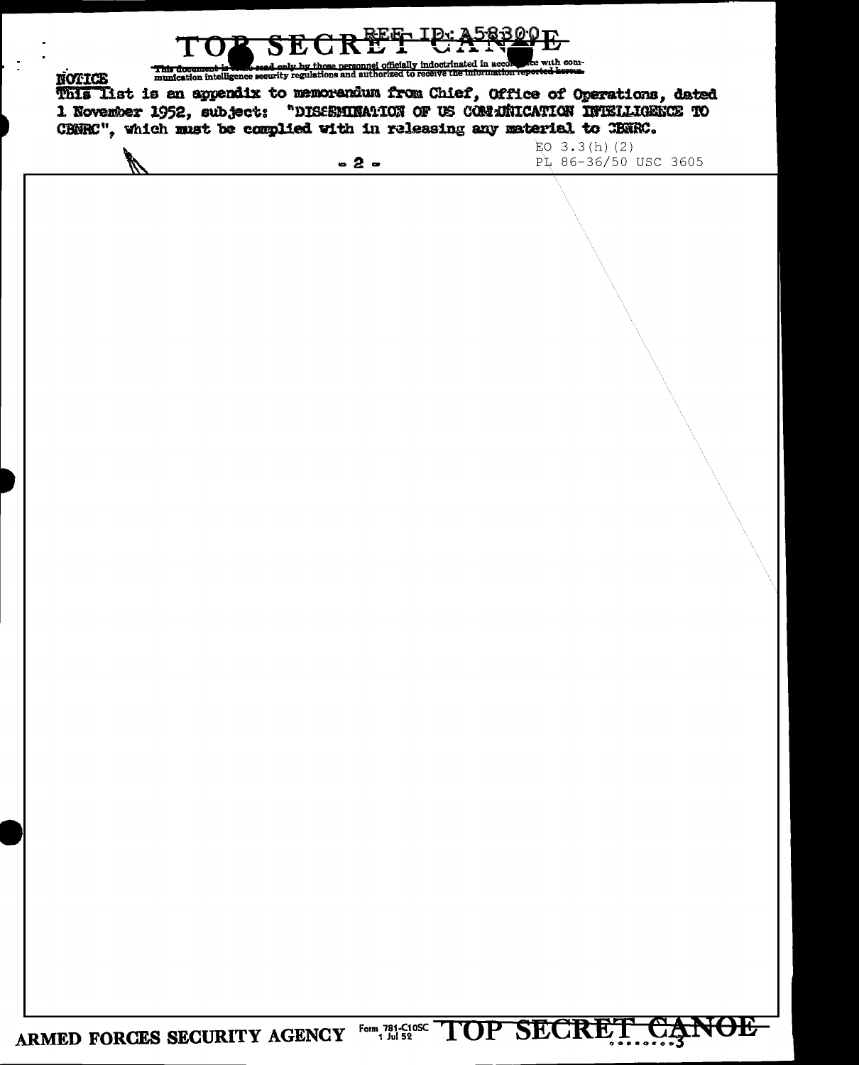TOP SECRET CANOE

REF ID: A58300

This document is to be read only by those personnel officially indoctrinated in accordance with communication intelligence security regulations and authorized to receive the information reported herein.

NOTICE

This list is an appendix to memorandum from Chief, Office of Operations, dated 1 November 1952, subject: "DISSEMINATION OF US COMMUNICATION INTELLIGENCE TO CBNRC", which must be complied with in releasing any material to CBNRC.

EO 3.3(h)(2)
PL 86-36/50 USC 3605

ARMED FORCES SECURITY AGENCY Form 781-C10SC 1 Jul 52 TOP SECRET CANOE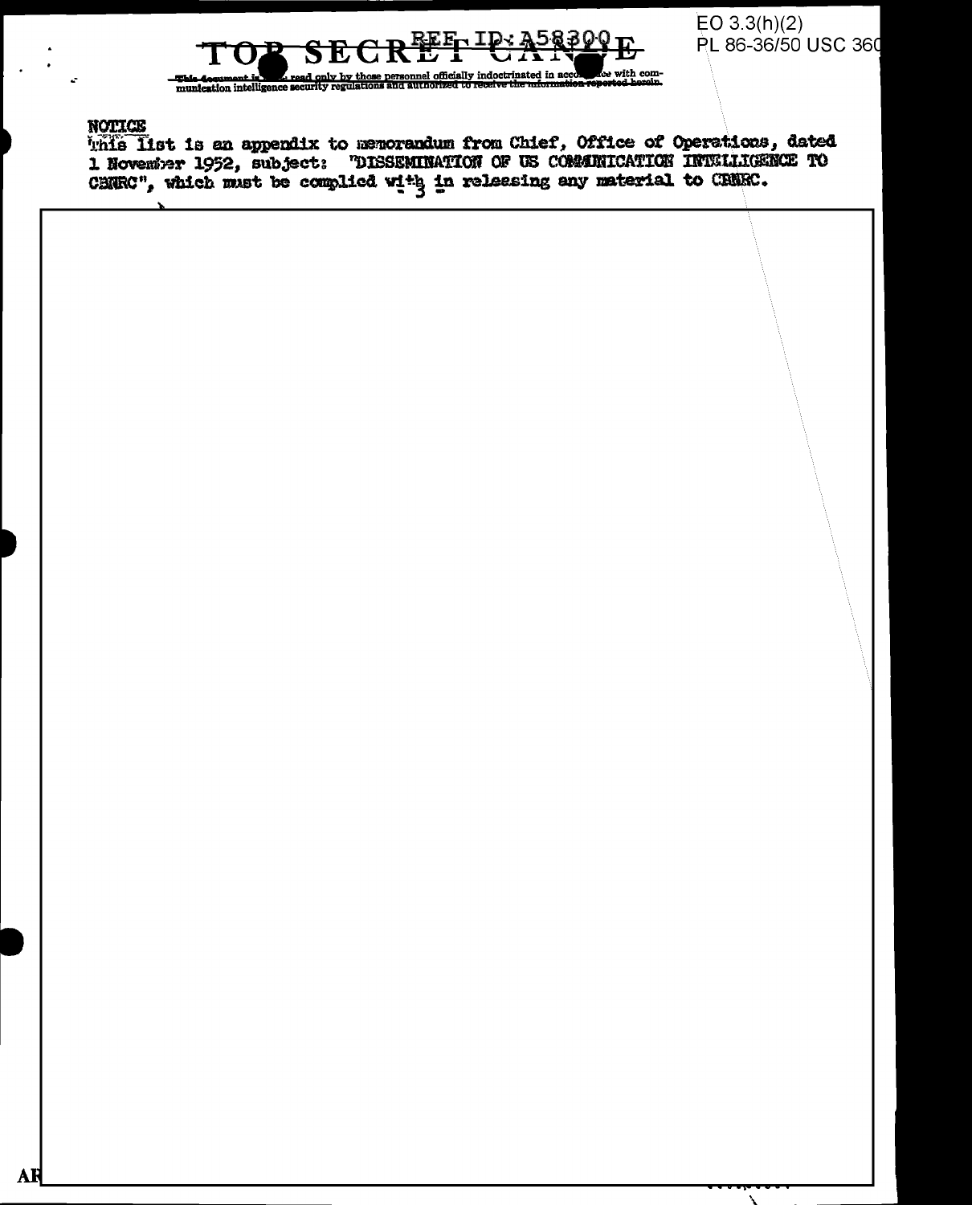TOP SECRET CANOE

This document is to be read only by those personnel officially indoctrinated in accordance with communication intelligence security regulations and authorized to receive the information reported herein.

EO 3.3(h)(2)
PL 86-36/50 USC 3605

NOTICE

This list is an appendix to memorandum from Chief, Office of Operations, dated 1 November 1952, subject: "DISSEMINATION OF US COMMUNICATION INTELLIGENCE TO CBNRC", which must be complied with in releasing any material to CBNRC.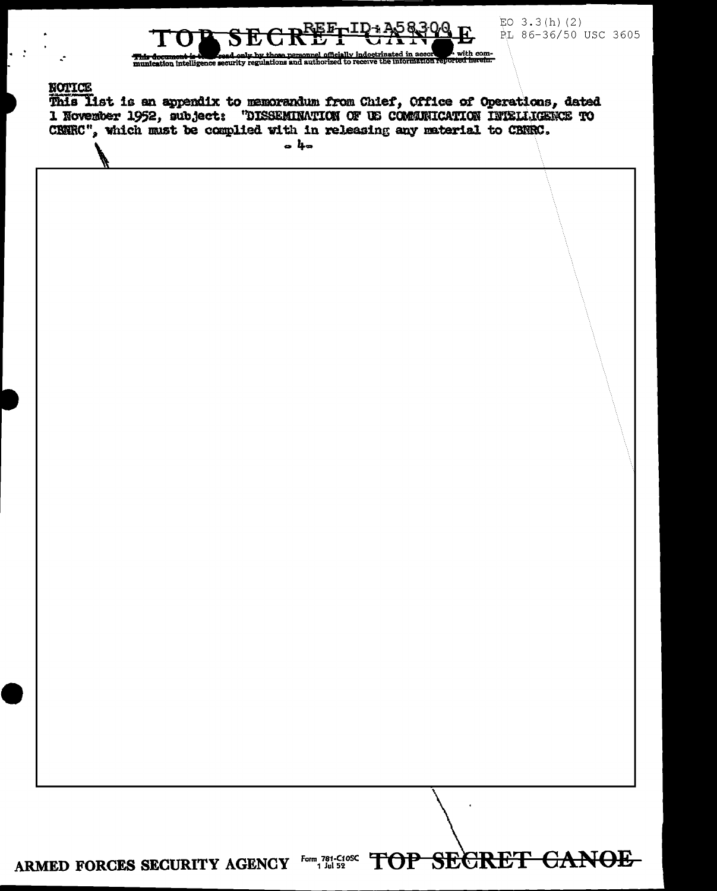TOP SECRET CANOE

This document is to be read only by those personnel officially indoctrinated in accordance with communication intelligence security regulations and authorized to receive the information reported herein.

EO 3.3(h)(2)
PL 86-36/50 USC 3605

NOTICE

This list is an appendix to memorandum from Chief, Office of Operations, dated 1 November 1952, subject: "DISSEMINATION OF US COMMUNICATION INTELLIGENCE TO CBNRC", which must be complied with in releasing any material to CBNRC.

- 4 -

ARMED FORCES SECURITY AGENCY Form 781-C10SC 1 Jul 52 TOP SECRET CANOE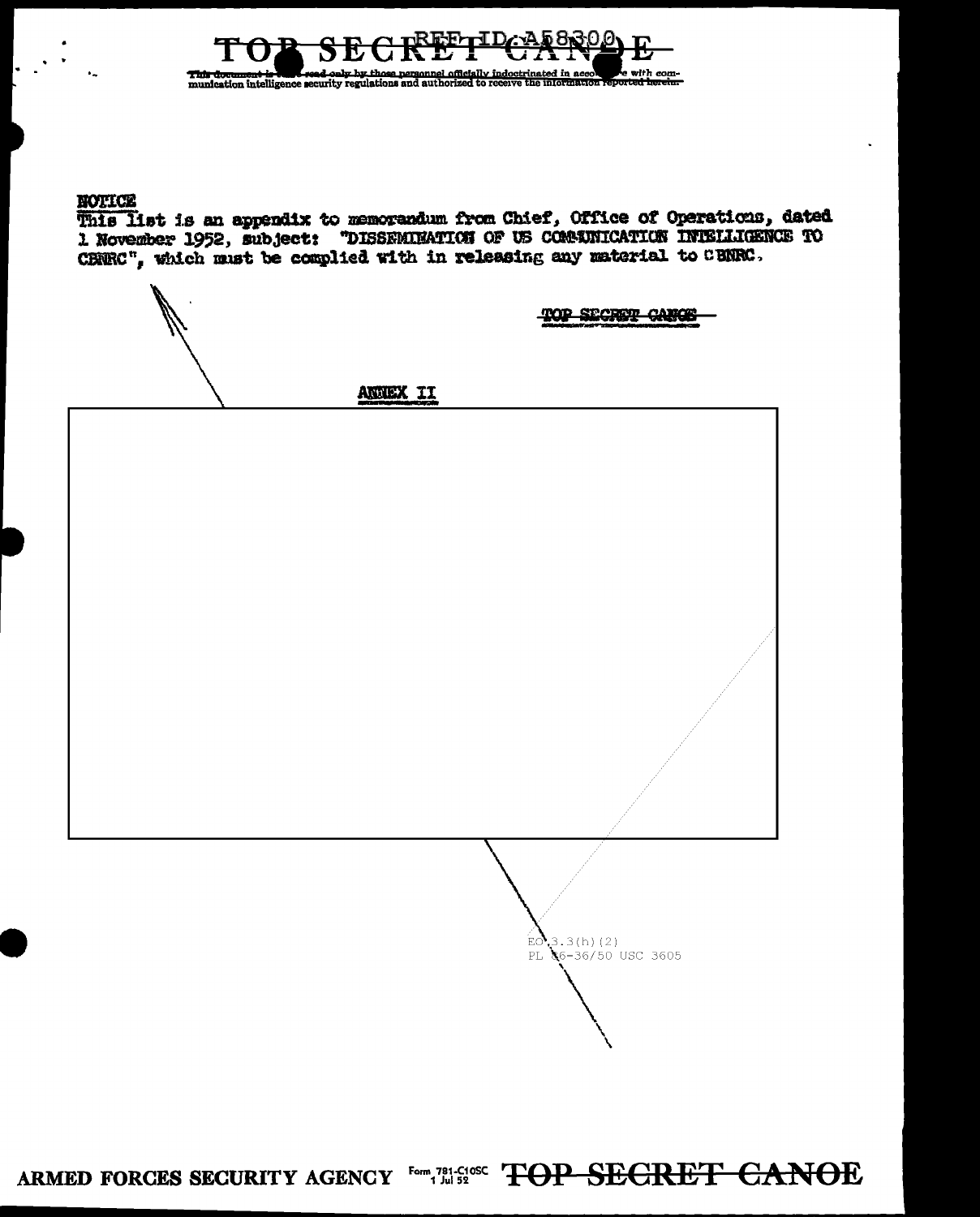TOP SECRET CANOE

This document is to be read only by those personnel officially indoctrinated in accordance with communication intelligence security regulations and authorized to receive the information reported herein.

**NOTICE**

This list is an appendix to memorandum from Chief, Office of Operations, dated 1 November 1952, subject: "DISSEMINATION OF US COMMUNICATION INTELLIGENCE TO CBNRC", which must be complied with in releasing any material to CBNRC.

TOP SECRET CANOE

## ANNEX II

EO 3.3(h)(2)
PL 86-36/50 USC 3605

ARMED FORCES SECURITY AGENCY Form 781-C10SC 1 Jul 52 TOP SECRET CANOE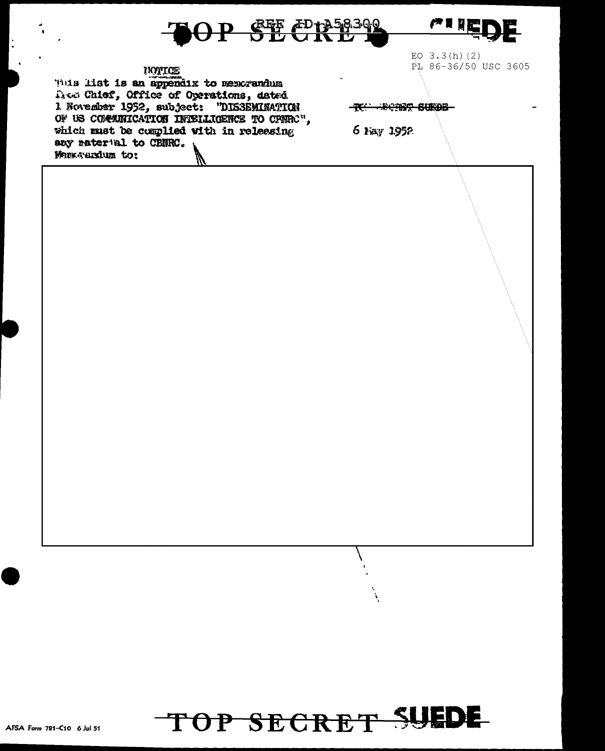TOP SECRET SUEDE

REF ID:A58300

EO 3.3(h)(2)
PL 86-36/50 USC 3605

NOTICE

This list is an appendix to memorandum from Chief, Office of Operations, dated 1 November 1952, subject: "DISSEMINATION OF US COMMUNICATION INTELLIGENCE TO CBNRC", which must be complied with in releasing any material to CBNRC.

~~TOP SECRET SUEDE~~

6 May 1952

Memorandum to:

TOP SECRET SUEDE

AFSA Form 781-C10 6 Jul 51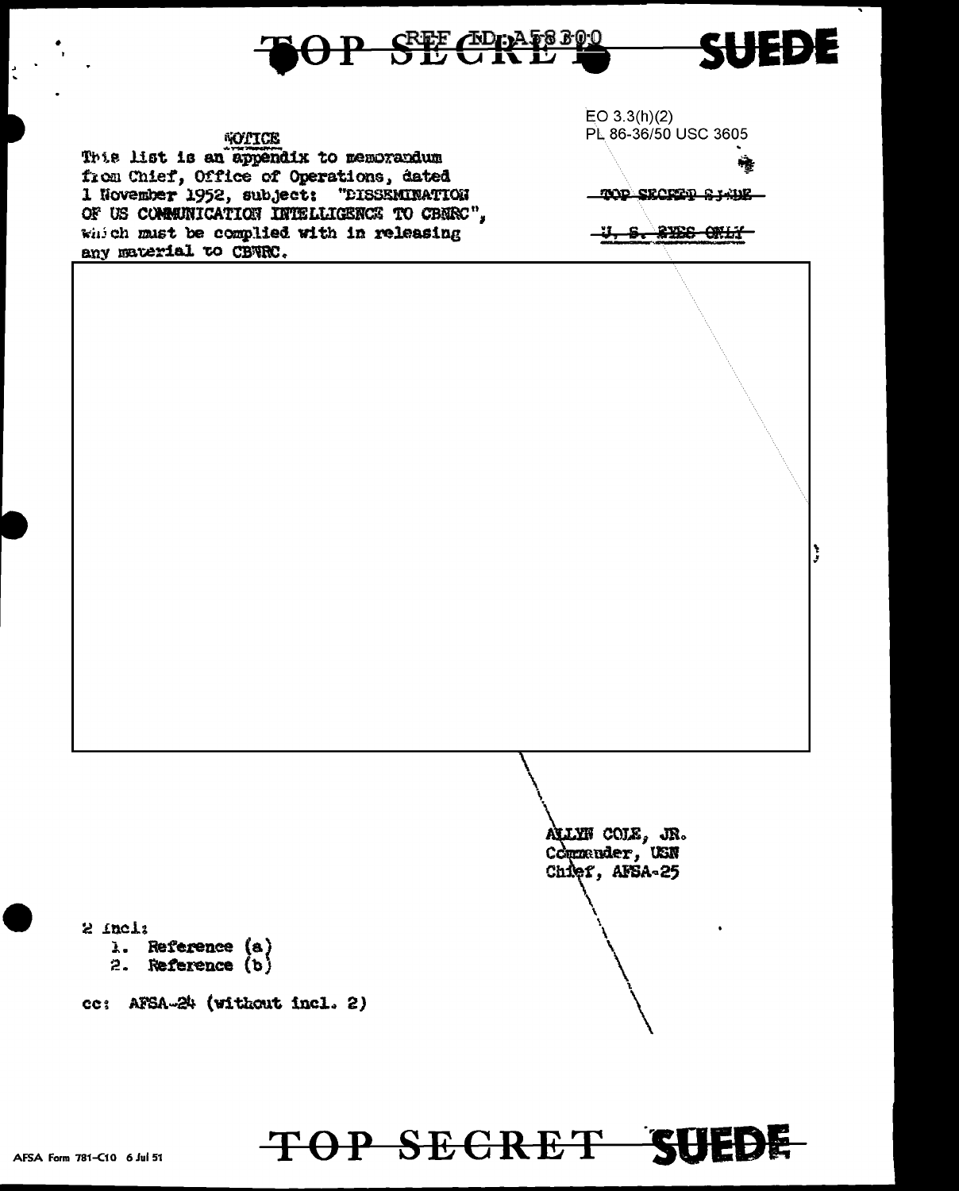EO 3.3(h)(2)
PL 86-36/50 USC 3605

**NOTICE**

This list is an appendix to memorandum from Chief, Office of Operations, dated 1 November 1952, subject: "DISSEMINATION OF US COMMUNICATION INTELLIGENCE TO CBNRC", which must be complied with in releasing any material to CBNRC.

TOP SECRET SUEDE

U. S. EYES ONLY

ALLYN COLE, JR.
Commander, USN
Chief, AFSA-25

2 Incl:
1. Reference (a)
2. Reference (b)

cc: AFSA-24 (without incl. 2)

AFSA Form 781-C10 6 Jul 51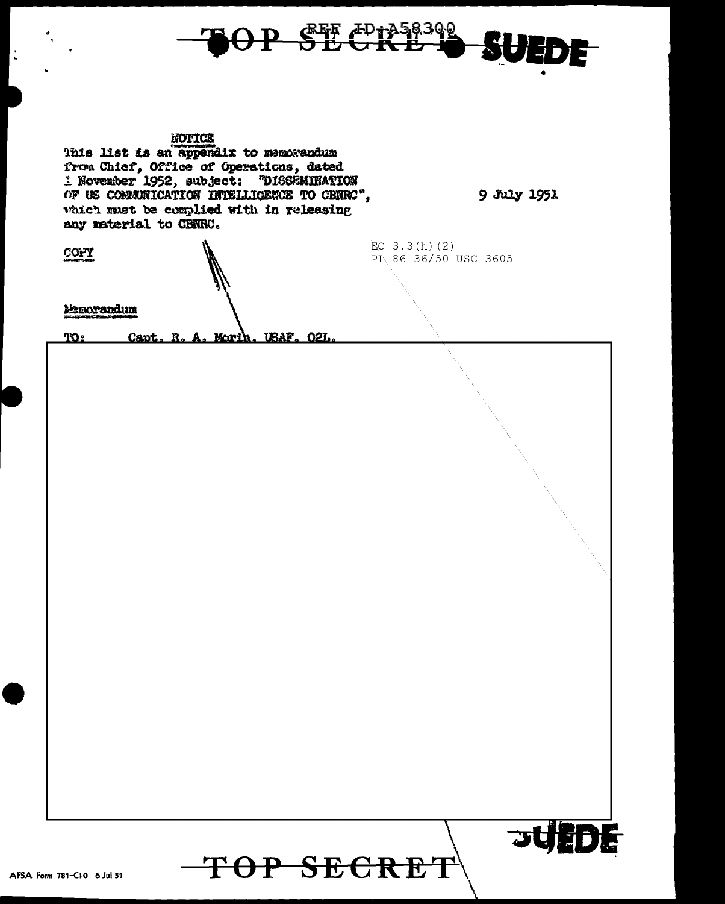TOP SECRET SUEDE

NOTICE

This list is an appendix to memorandum from Chief, Office of Operations, dated 1 November 1952, subject: "DISSEMINATION OF US COMMUNICATION INTELLIGENCE TO CBNRC", which must be complied with in releasing any material to CBNRC.

9 July 1951

EO 3.3(h)(2)
PL 86-36/50 USC 3605

COPY

Memorandum

TO: Capt. R. A. Morin, USAF, O2L.

SUEDE

TOP SECRET

AFSA Form 781-C10 6 Jul 51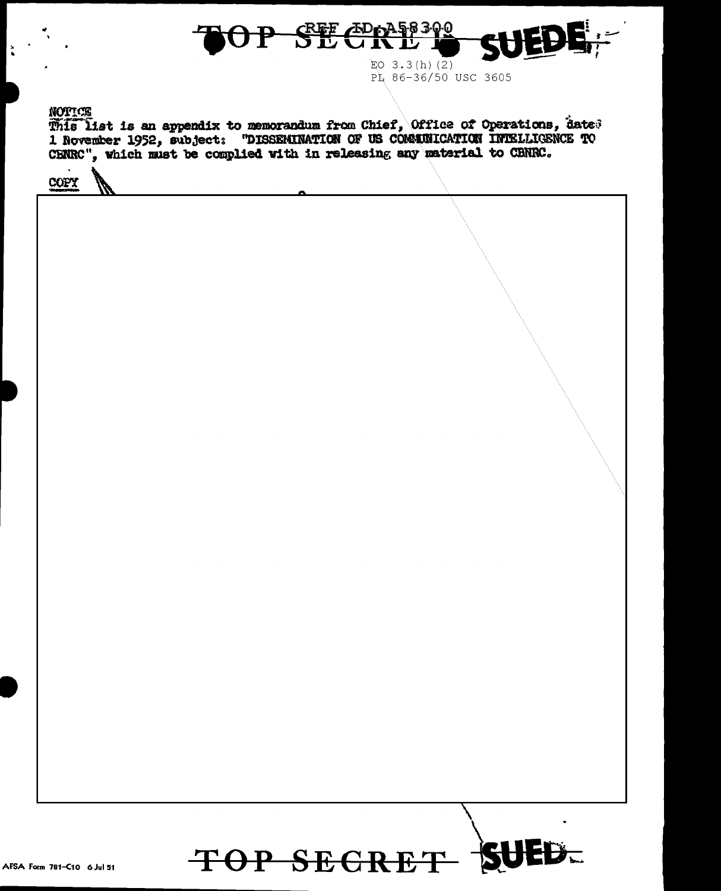TOP SECRET SUEDE

EO 3.3(h)(2)
PL 86-36/50 USC 3605

NOTICE
This list is an appendix to memorandum from Chief, Office of Operations, dated 1 November 1952, subject: "DISSEMINATION OF US COMMUNICATION INTELLIGENCE TO CBNRC", which must be complied with in releasing any material to CBNRC.

COPY

TOP SECRET SUEDE

AFSA Form 781-C10 6 Jul 51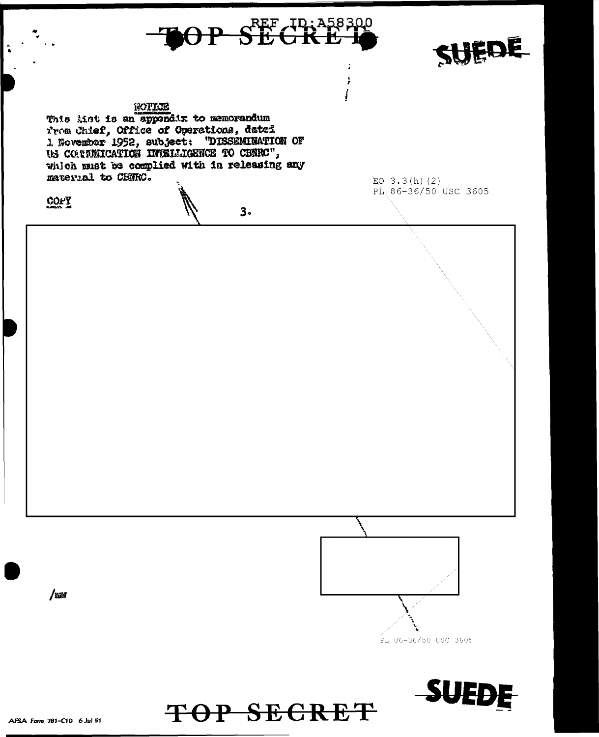TOP SECRET

SUEDE

NOTICE

This list is an appendix to memorandum from Chief, Office of Operations, dated 1 November 1952, subject: "DISSEMINATION OF US COMMUNICATION INTELLIGENCE TO CBNRC", which must be complied with in releasing any material to CBNRC.

EO 3.3(h)(2)
PL 86-36/50 USC 3605

COPY

3.

/ssw

PL 86-36/50 USC 3605

SUEDE

TOP SECRET

AFSA Form 781-C10 6 Jul 51